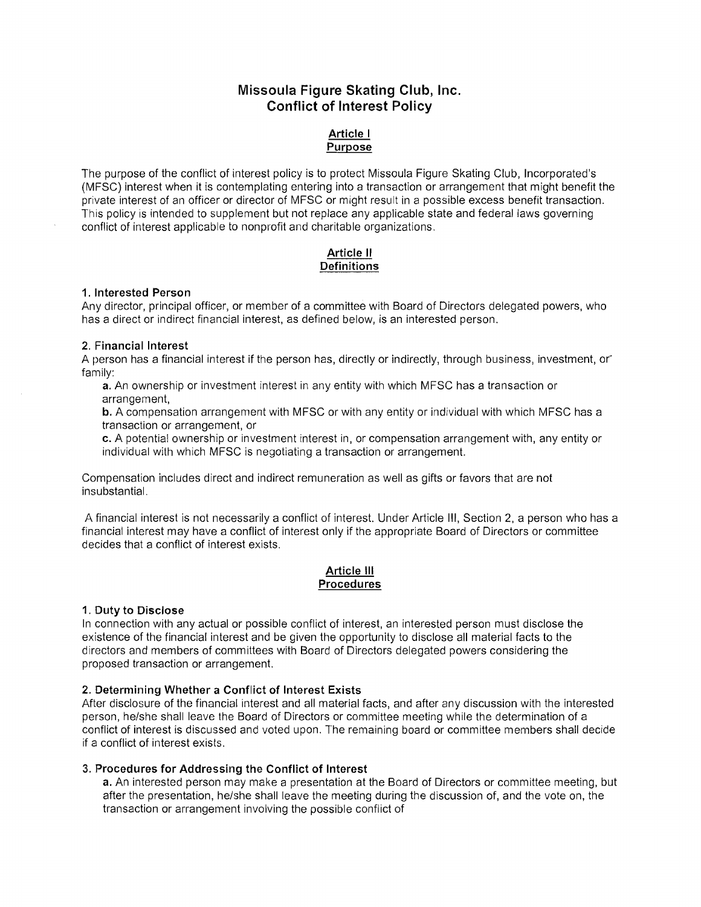# Missoula Figure Skating Club, Inc.
# Conflict of Interest Policy

## Article I
## Purpose

The purpose of the conflict of interest policy is to protect Missoula Figure Skating Club, Incorporated's (MFSC) interest when it is contemplating entering into a transaction or arrangement that might benefit the private interest of an officer or director of MFSC or might result in a possible excess benefit transaction. This policy is intended to supplement but not replace any applicable state and federal laws governing conflict of interest applicable to nonprofit and charitable organizations.

## Article II
## Definitions

### 1. Interested Person

Any director, principal officer, or member of a committee with Board of Directors delegated powers, who has a direct or indirect financial interest, as defined below, is an interested person.

### 2. Financial Interest

A person has a financial interest if the person has, directly or indirectly, through business, investment, or family:

**a.** An ownership or investment interest in any entity with which MFSC has a transaction or arrangement,

**b.** A compensation arrangement with MFSC or with any entity or individual with which MFSC has a transaction or arrangement, or

**c.** A potential ownership or investment interest in, or compensation arrangement with, any entity or individual with which MFSC is negotiating a transaction or arrangement.

Compensation includes direct and indirect remuneration as well as gifts or favors that are not insubstantial.

A financial interest is not necessarily a conflict of interest. Under Article III, Section 2, a person who has a financial interest may have a conflict of interest only if the appropriate Board of Directors or committee decides that a conflict of interest exists.

## Article III
## Procedures

### 1. Duty to Disclose

In connection with any actual or possible conflict of interest, an interested person must disclose the existence of the financial interest and be given the opportunity to disclose all material facts to the directors and members of committees with Board of Directors delegated powers considering the proposed transaction or arrangement.

### 2. Determining Whether a Conflict of Interest Exists

After disclosure of the financial interest and all material facts, and after any discussion with the interested person, he/she shall leave the Board of Directors or committee meeting while the determination of a conflict of interest is discussed and voted upon. The remaining board or committee members shall decide if a conflict of interest exists.

### 3. Procedures for Addressing the Conflict of Interest

**a.** An interested person may make a presentation at the Board of Directors or committee meeting, but after the presentation, he/she shall leave the meeting during the discussion of, and the vote on, the transaction or arrangement involving the possible conflict of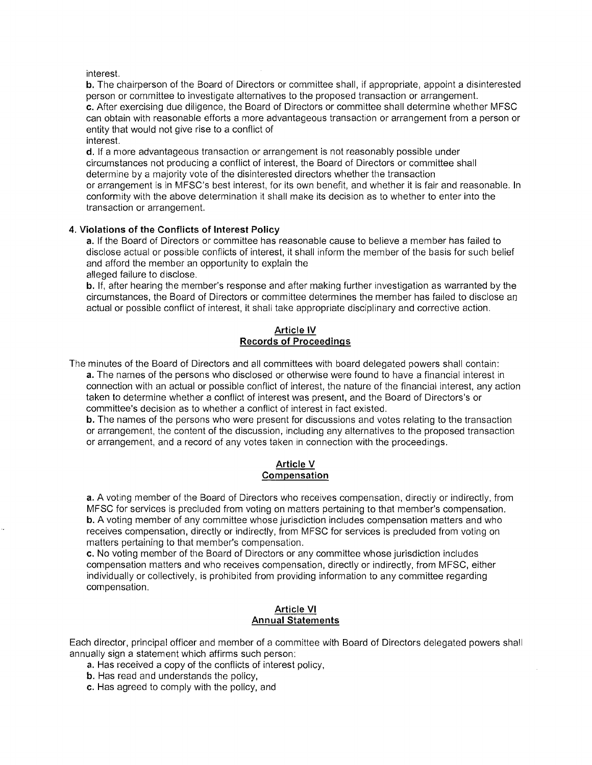interest.

**b.** The chairperson of the Board of Directors or committee shall, if appropriate, appoint a disinterested person or committee to investigate alternatives to the proposed transaction or arrangement.

**c.** After exercising due diligence, the Board of Directors or committee shall determine whether MFSC can obtain with reasonable efforts a more advantageous transaction or arrangement from a person or entity that would not give rise to a conflict of interest.

**d.** If a more advantageous transaction or arrangement is not reasonably possible under circumstances not producing a conflict of interest, the Board of Directors or committee shall determine by a majority vote of the disinterested directors whether the transaction or arrangement is in MFSC's best interest, for its own benefit, and whether it is fair and reasonable. In conformity with the above determination it shall make its decision as to whether to enter into the transaction or arrangement.

**4. Violations of the Conflicts of Interest Policy**

**a.** If the Board of Directors or committee has reasonable cause to believe a member has failed to disclose actual or possible conflicts of interest, it shall inform the member of the basis for such belief and afford the member an opportunity to explain the alleged failure to disclose.

**b.** If, after hearing the member's response and after making further investigation as warranted by the circumstances, the Board of Directors or committee determines the member has failed to disclose an actual or possible conflict of interest, it shall take appropriate disciplinary and corrective action.

## Article IV
## Records of Proceedings

The minutes of the Board of Directors and all committees with board delegated powers shall contain:

**a.** The names of the persons who disclosed or otherwise were found to have a financial interest in connection with an actual or possible conflict of interest, the nature of the financial interest, any action taken to determine whether a conflict of interest was present, and the Board of Directors's or committee's decision as to whether a conflict of interest in fact existed.

**b.** The names of the persons who were present for discussions and votes relating to the transaction or arrangement, the content of the discussion, including any alternatives to the proposed transaction or arrangement, and a record of any votes taken in connection with the proceedings.

## Article V
## Compensation

**a.** A voting member of the Board of Directors who receives compensation, directly or indirectly, from MFSC for services is precluded from voting on matters pertaining to that member's compensation.

**b.** A voting member of any committee whose jurisdiction includes compensation matters and who receives compensation, directly or indirectly, from MFSC for services is precluded from voting on matters pertaining to that member's compensation.

**c.** No voting member of the Board of Directors or any committee whose jurisdiction includes compensation matters and who receives compensation, directly or indirectly, from MFSC, either individually or collectively, is prohibited from providing information to any committee regarding compensation.

## Article VI
## Annual Statements

Each director, principal officer and member of a committee with Board of Directors delegated powers shall annually sign a statement which affirms such person:

**a.** Has received a copy of the conflicts of interest policy,

**b.** Has read and understands the policy,

**c.** Has agreed to comply with the policy, and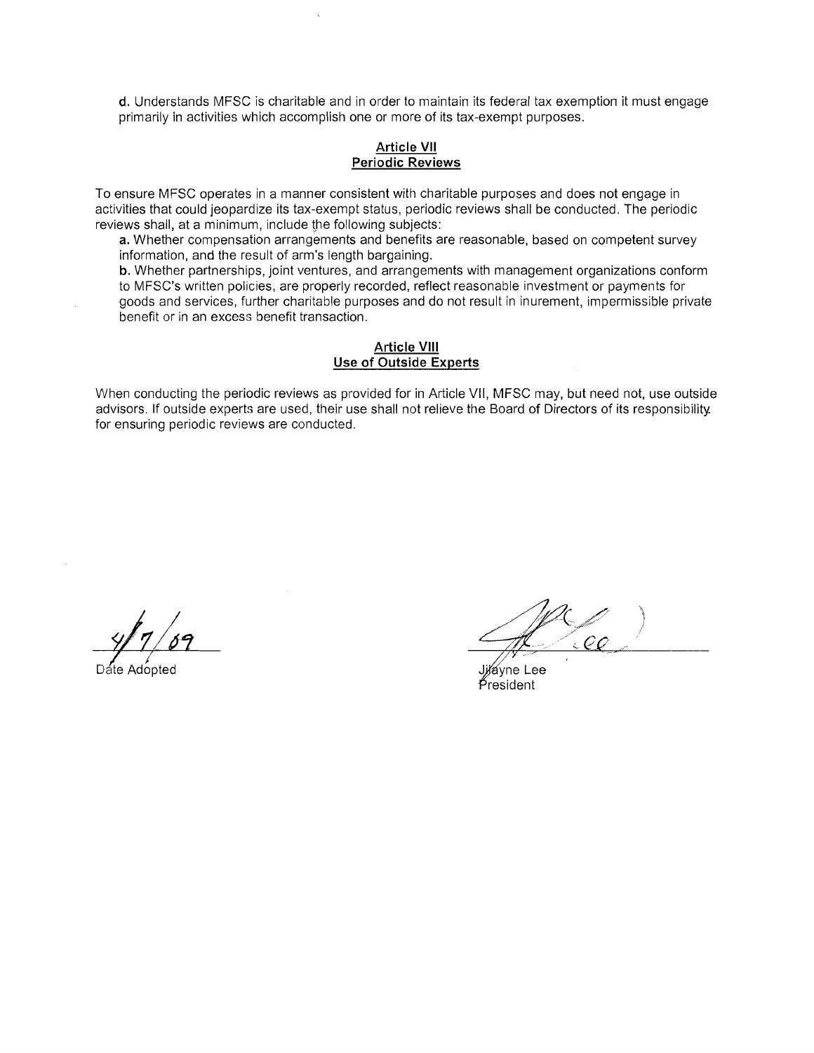**d.** Understands MFSC is charitable and in order to maintain its federal tax exemption it must engage primarily in activities which accomplish one or more of its tax-exempt purposes.

## Article VII
## Periodic Reviews

To ensure MFSC operates in a manner consistent with charitable purposes and does not engage in activities that could jeopardize its tax-exempt status, periodic reviews shall be conducted. The periodic reviews shall, at a minimum, include the following subjects:

**a.** Whether compensation arrangements and benefits are reasonable, based on competent survey information, and the result of arm's length bargaining.

**b.** Whether partnerships, joint ventures, and arrangements with management organizations conform to MFSC's written policies, are properly recorded, reflect reasonable investment or payments for goods and services, further charitable purposes and do not result in inurement, impermissible private benefit or in an excess benefit transaction.

## Article VIII
## Use of Outside Experts

When conducting the periodic reviews as provided for in Article VII, MFSC may, but need not, use outside advisors. If outside experts are used, their use shall not relieve the Board of Directors of its responsibility for ensuring periodic reviews are conducted.

4/7/09
Date Adopted

Jilayne Lee
President